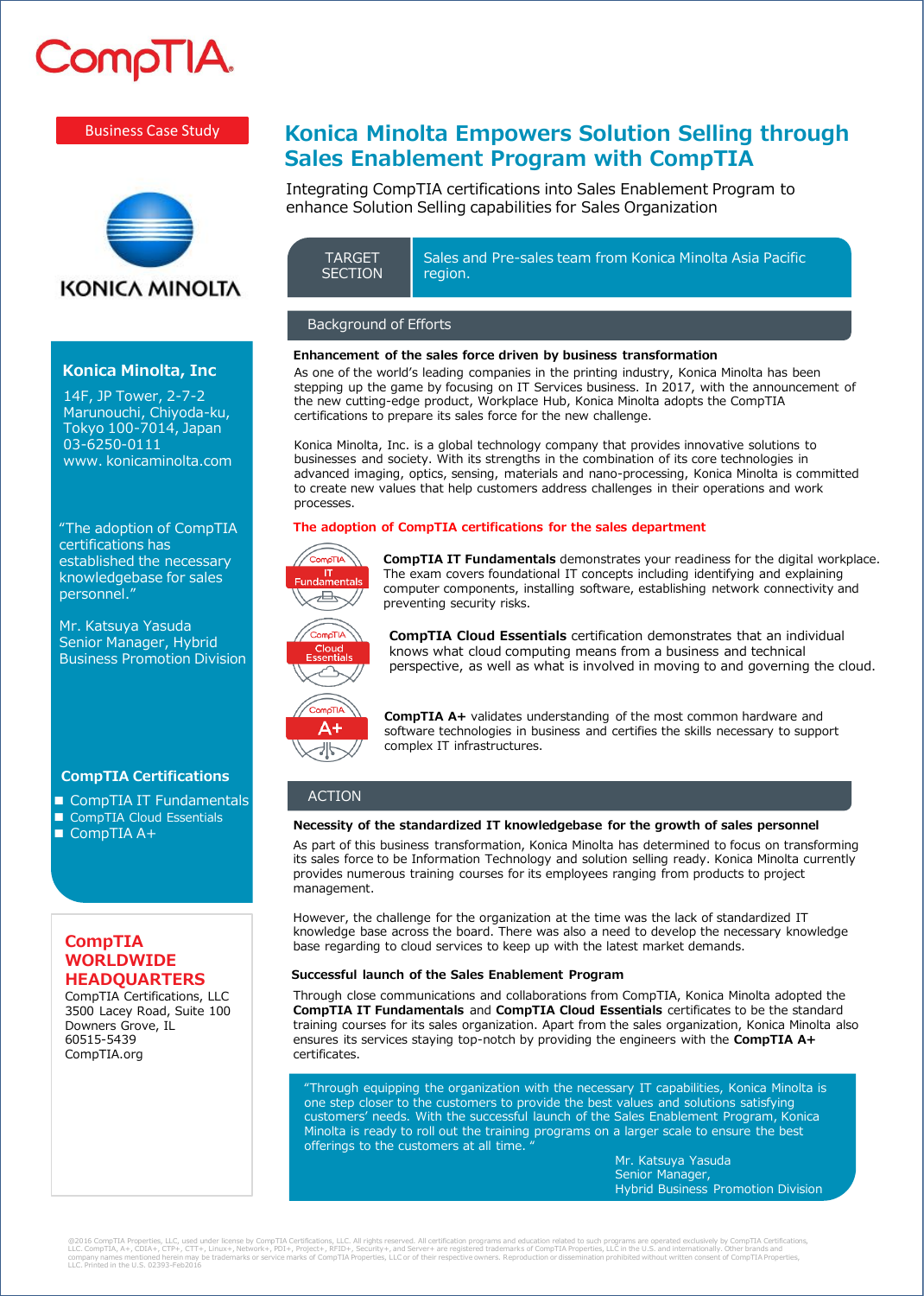CompTIA

Business Case Study

# Konica Minolta Empowers Solution Selling through Sales Enablement Program with CompTIA

Integrating CompTIA certifications into Sales Enablement Program to enhance Solution Selling capabilities for Sales Organization

KONICA MINOLTA

| TARGET SECTION | Sales and Pre-sales team from Konica Minolta Asia Pacific region. |
|---|---|

**Konica Minolta, Inc**

14F, JP Tower, 2-7-2
Marunouchi, Chiyoda-ku,
Tokyo 100-7014, Japan
03-6250-0111
www. konicaminolta.com

"The adoption of CompTIA certifications has established the necessary knowledgebase for sales personnel."

Mr. Katsuya Yasuda
Senior Manager, Hybrid Business Promotion Division

**CompTIA Certifications**

- CompTIA IT Fundamentals
- CompTIA Cloud Essentials
- CompTIA A+

**CompTIA WORLDWIDE HEADQUARTERS**

CompTIA Certifications, LLC
3500 Lacey Road, Suite 100
Downers Grove, IL
60515-5439
CompTIA.org

## Background of Efforts

**Enhancement of the sales force driven by business transformation**

As one of the world's leading companies in the printing industry, Konica Minolta has been stepping up the game by focusing on IT Services business. In 2017, with the announcement of the new cutting-edge product, Workplace Hub, Konica Minolta adopts the CompTIA certifications to prepare its sales force for the new challenge.

Konica Minolta, Inc. is a global technology company that provides innovative solutions to businesses and society. With its strengths in the combination of its core technologies in advanced imaging, optics, sensing, materials and nano-processing, Konica Minolta is committed to create new values that help customers address challenges in their operations and work processes.

**The adoption of CompTIA certifications for the sales department**

**CompTIA IT Fundamentals** demonstrates your readiness for the digital workplace. The exam covers foundational IT concepts including identifying and explaining computer components, installing software, establishing network connectivity and preventing security risks.

**CompTIA Cloud Essentials** certification demonstrates that an individual knows what cloud computing means from a business and technical perspective, as well as what is involved in moving to and governing the cloud.

**CompTIA A+** validates understanding of the most common hardware and software technologies in business and certifies the skills necessary to support complex IT infrastructures.

## ACTION

**Necessity of the standardized IT knowledgebase for the growth of sales personnel**

As part of this business transformation, Konica Minolta has determined to focus on transforming its sales force to be Information Technology and solution selling ready. Konica Minolta currently provides numerous training courses for its employees ranging from products to project management.

However, the challenge for the organization at the time was the lack of standardized IT knowledge base across the board. There was also a need to develop the necessary knowledge base regarding to cloud services to keep up with the latest market demands.

**Successful launch of the Sales Enablement Program**

Through close communications and collaborations from CompTIA, Konica Minolta adopted the **CompTIA IT Fundamentals** and **CompTIA Cloud Essentials** certificates to be the standard training courses for its sales organization. Apart from the sales organization, Konica Minolta also ensures its services staying top-notch by providing the engineers with the **CompTIA A+** certificates.

"Through equipping the organization with the necessary IT capabilities, Konica Minolta is one step closer to the customers to provide the best values and solutions satisfying customers' needs. With the successful launch of the Sales Enablement Program, Konica Minolta is ready to roll out the training programs on a larger scale to ensure the best offerings to the customers at all time. "

Mr. Katsuya Yasuda
Senior Manager,
Hybrid Business Promotion Division

©2016 CompTIA Properties, LLC, used under license by CompTIA Certifications, LLC. All rights reserved. All certification programs and education related to such programs are operated exclusively by CompTIA Certifications, LLC. CompTIA, A+, CDIA+, CTP+, CTT+, Linux+, Network+, PDI+, Project+, RFID+, Security+, and Server+ are registered trademarks of CompTIA Properties, LLC in the U.S. and internationally. Other brands and company names mentioned herein may be trademarks or service marks of CompTIA Properties, LLC or of their respective owners. Reproduction or dissemination prohibited without written consent of CompTIA Properties, LLC. Printed in the U.S. 02393-Feb2016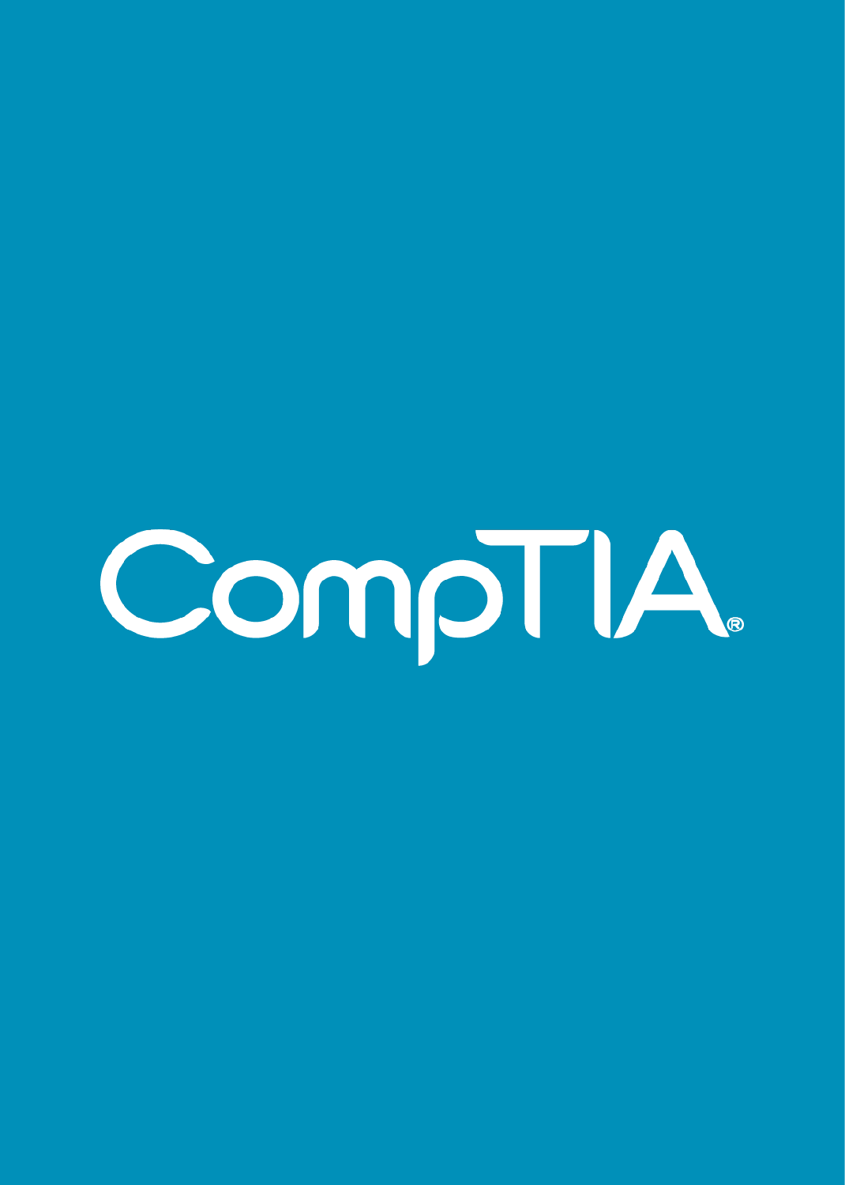CompTIA®